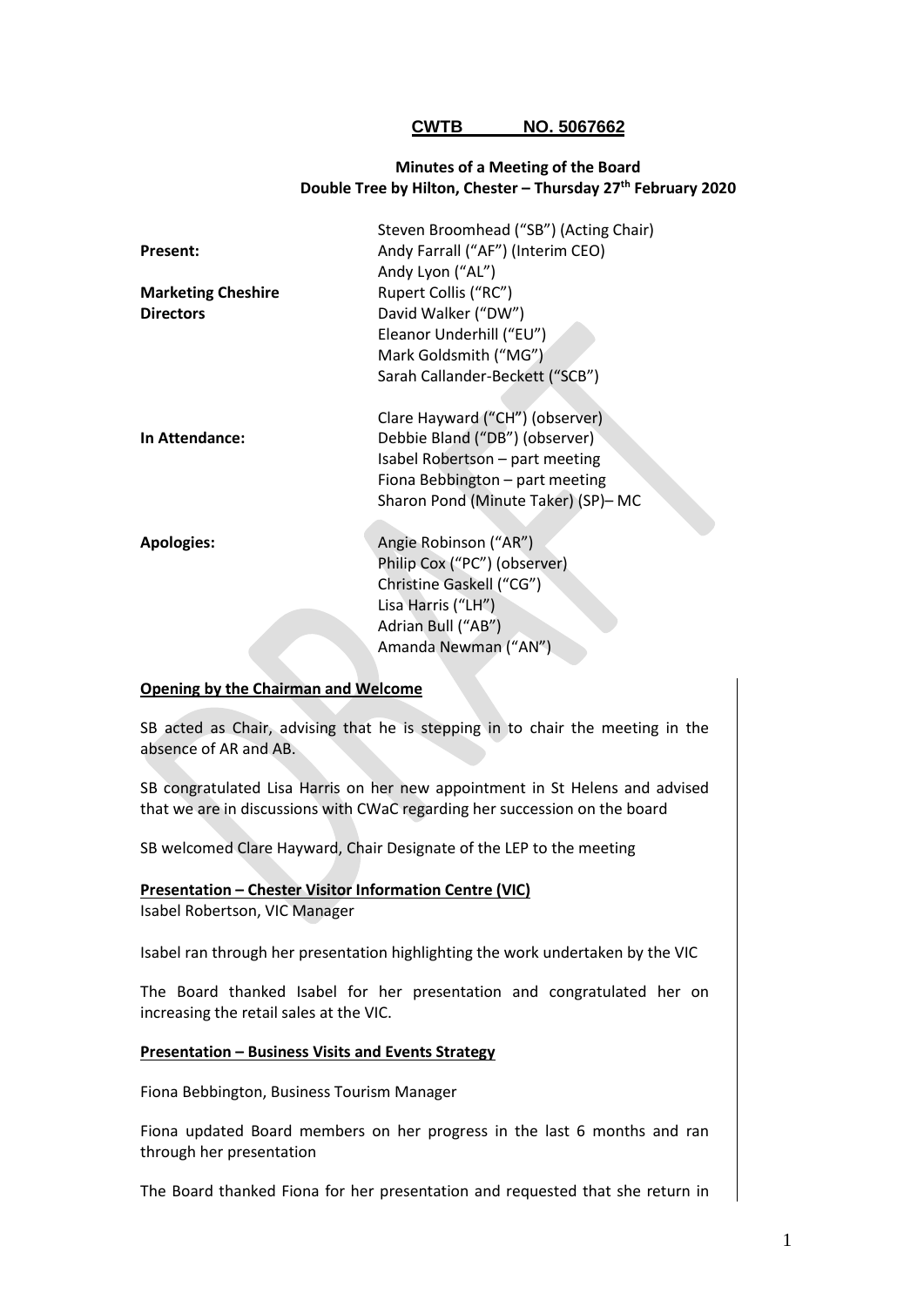**CWTB NO. 5067662**

**Minutes of a Meeting of the Board**
**Double Tree by Hilton, Chester – Thursday 27th February 2020**

| | |
|---|---|
| | Steven Broomhead ("SB") (Acting Chair) |
| **Present:** | Andy Farrall ("AF") (Interim CEO) |
| | Andy Lyon ("AL") |
| **Marketing Cheshire** | Rupert Collis ("RC") |
| **Directors** | David Walker ("DW") |
| | Eleanor Underhill ("EU") |
| | Mark Goldsmith ("MG") |
| | Sarah Callander-Beckett ("SCB") |
| | Clare Hayward ("CH") (observer) |
| **In Attendance:** | Debbie Bland ("DB") (observer) |
| | Isabel Robertson – part meeting |
| | Fiona Bebbington – part meeting |
| | Sharon Pond (Minute Taker) (SP)– MC |
| **Apologies:** | Angie Robinson ("AR") |
| | Philip Cox ("PC") (observer) |
| | Christine Gaskell ("CG") |
| | Lisa Harris ("LH") |
| | Adrian Bull ("AB") |
| | Amanda Newman ("AN") |

**Opening by the Chairman and Welcome**

SB acted as Chair, advising that he is stepping in to chair the meeting in the absence of AR and AB.

SB congratulated Lisa Harris on her new appointment in St Helens and advised that we are in discussions with CWaC regarding her succession on the board

SB welcomed Clare Hayward, Chair Designate of the LEP to the meeting

**Presentation – Chester Visitor Information Centre (VIC)**
Isabel Robertson, VIC Manager

Isabel ran through her presentation highlighting the work undertaken by the VIC

The Board thanked Isabel for her presentation and congratulated her on increasing the retail sales at the VIC.

**Presentation – Business Visits and Events Strategy**

Fiona Bebbington, Business Tourism Manager

Fiona updated Board members on her progress in the last 6 months and ran through her presentation

The Board thanked Fiona for her presentation and requested that she return in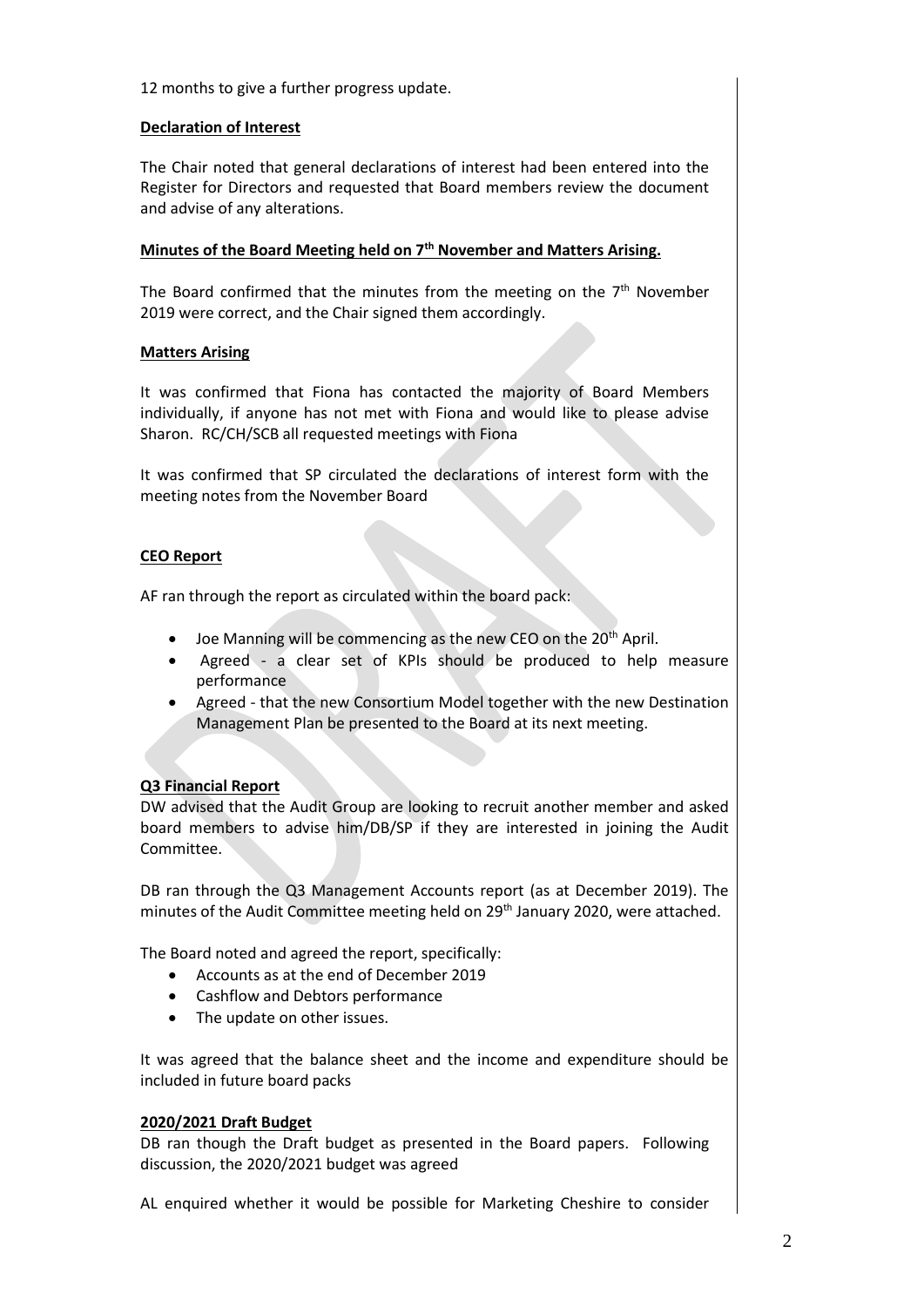12 months to give a further progress update.

**Declaration of Interest**

The Chair noted that general declarations of interest had been entered into the Register for Directors and requested that Board members review the document and advise of any alterations.

**Minutes of the Board Meeting held on 7th November and Matters Arising.**

The Board confirmed that the minutes from the meeting on the 7th November 2019 were correct, and the Chair signed them accordingly.

**Matters Arising**

It was confirmed that Fiona has contacted the majority of Board Members individually, if anyone has not met with Fiona and would like to please advise Sharon. RC/CH/SCB all requested meetings with Fiona

It was confirmed that SP circulated the declarations of interest form with the meeting notes from the November Board

**CEO Report**

AF ran through the report as circulated within the board pack:

- Joe Manning will be commencing as the new CEO on the 20th April.
- Agreed - a clear set of KPIs should be produced to help measure performance
- Agreed - that the new Consortium Model together with the new Destination Management Plan be presented to the Board at its next meeting.

**Q3 Financial Report**

DW advised that the Audit Group are looking to recruit another member and asked board members to advise him/DB/SP if they are interested in joining the Audit Committee.

DB ran through the Q3 Management Accounts report (as at December 2019). The minutes of the Audit Committee meeting held on 29th January 2020, were attached.

The Board noted and agreed the report, specifically:

- Accounts as at the end of December 2019
- Cashflow and Debtors performance
- The update on other issues.

It was agreed that the balance sheet and the income and expenditure should be included in future board packs

**2020/2021 Draft Budget**

DB ran though the Draft budget as presented in the Board papers. Following discussion, the 2020/2021 budget was agreed

AL enquired whether it would be possible for Marketing Cheshire to consider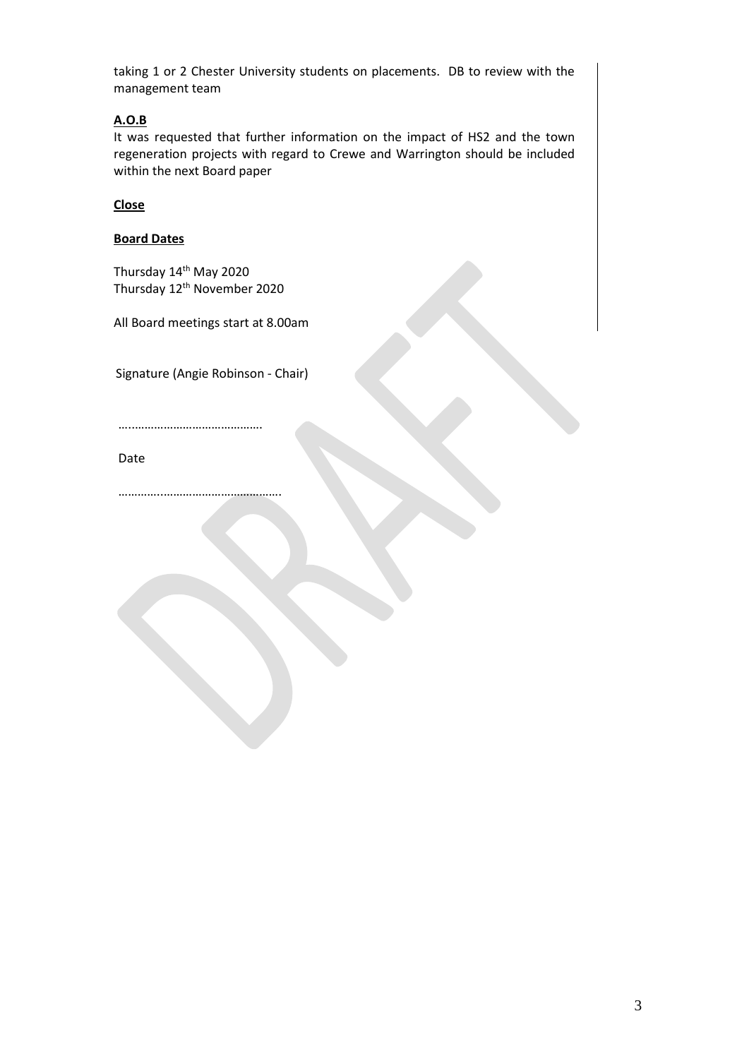taking 1 or 2 Chester University students on placements. DB to review with the management team

**A.O.B**

It was requested that further information on the impact of HS2 and the town regeneration projects with regard to Crewe and Warrington should be included within the next Board paper

**Close**

**Board Dates**

Thursday 14th May 2020
Thursday 12th November 2020

All Board meetings start at 8.00am

Signature (Angie Robinson - Chair)

….……………………………….

Date

……………..…………………………..